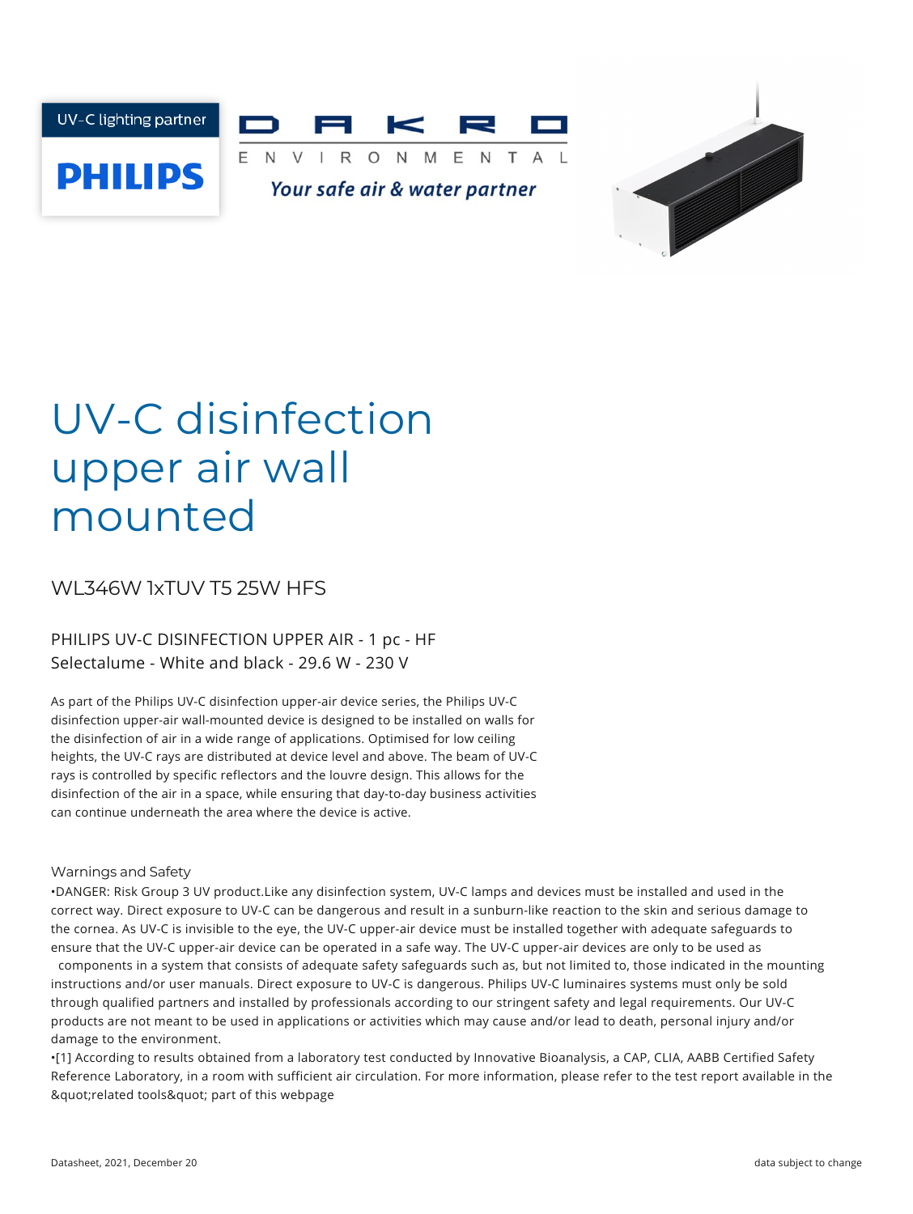UV-C lighting partner

PHILIPS

DAKRO ENVIRONMENTAL

*Your safe air & water partner*

# UV-C disinfection upper air wall mounted

## WL346W 1xTUV T5 25W HFS

PHILIPS UV-C DISINFECTION UPPER AIR - 1 pc - HF Selectalume - White and black - 29.6 W - 230 V

As part of the Philips UV-C disinfection upper-air device series, the Philips UV-C disinfection upper-air wall-mounted device is designed to be installed on walls for the disinfection of air in a wide range of applications. Optimised for low ceiling heights, the UV-C rays are distributed at device level and above. The beam of UV-C rays is controlled by specific reflectors and the louvre design. This allows for the disinfection of the air in a space, while ensuring that day-to-day business activities can continue underneath the area where the device is active.

### Warnings and Safety

- DANGER: Risk Group 3 UV product.Like any disinfection system, UV-C lamps and devices must be installed and used in the correct way. Direct exposure to UV-C can be dangerous and result in a sunburn-like reaction to the skin and serious damage to the cornea. As UV-C is invisible to the eye, the UV-C upper-air device must be installed together with adequate safeguards to ensure that the UV-C upper-air device can be operated in a safe way. The UV-C upper-air devices are only to be used as components in a system that consists of adequate safety safeguards such as, but not limited to, those indicated in the mounting instructions and/or user manuals. Direct exposure to UV-C is dangerous. Philips UV-C luminaires systems must only be sold through qualified partners and installed by professionals according to our stringent safety and legal requirements. Our UV-C products are not meant to be used in applications or activities which may cause and/or lead to death, personal injury and/or damage to the environment.
- [1] According to results obtained from a laboratory test conducted by Innovative Bioanalysis, a CAP, CLIA, AABB Certified Safety Reference Laboratory, in a room with sufficient air circulation. For more information, please refer to the test report available in the &quot;related tools&quot; part of this webpage

Datasheet, 2021, December 20

data subject to change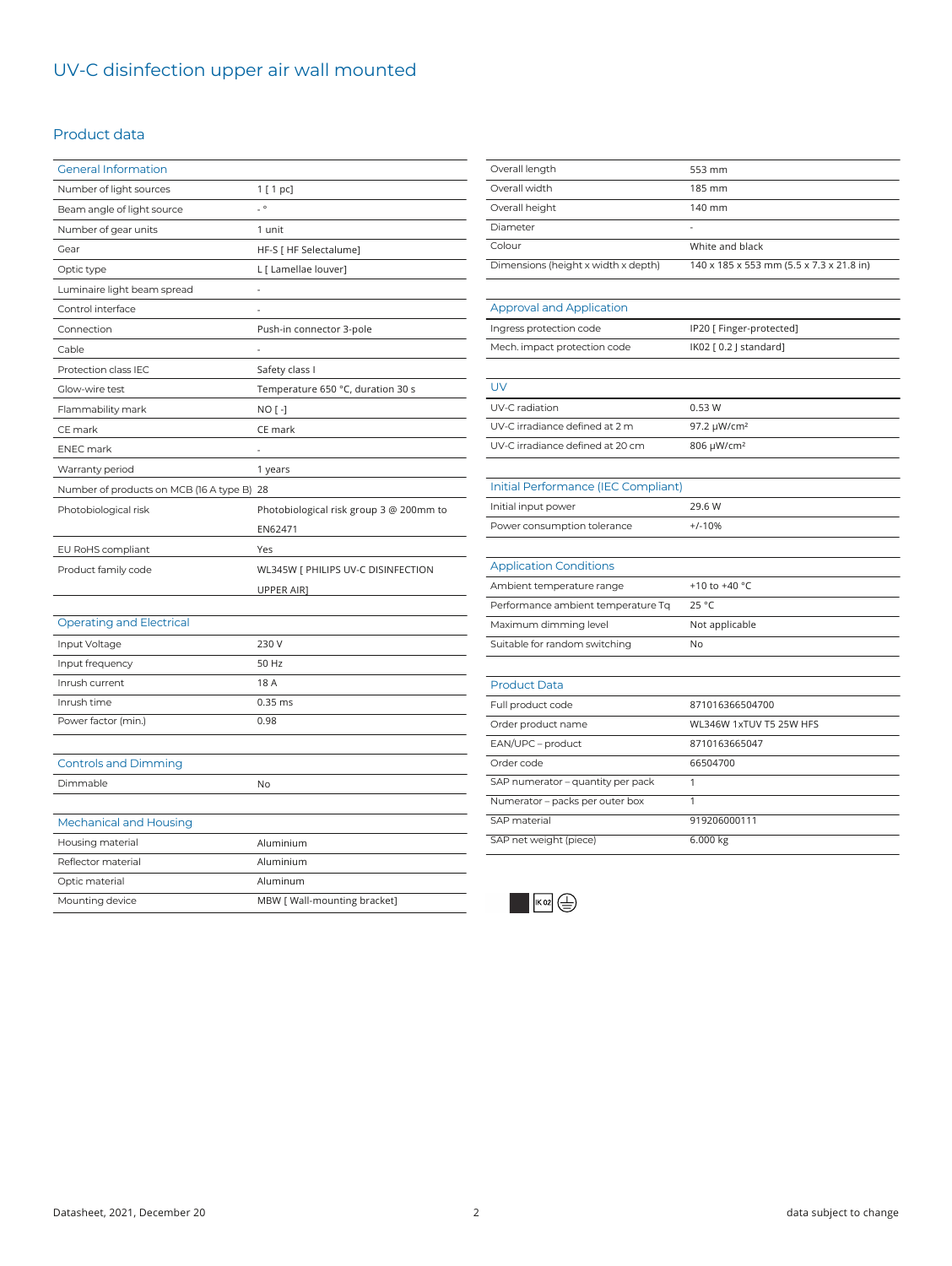# UV-C disinfection upper air wall mounted

## Product data

| General Information | |
|---|---|
| Number of light sources | 1 [ 1 pc] |
| Beam angle of light source | - ° |
| Number of gear units | 1 unit |
| Gear | HF-S [ HF Selectalume] |
| Optic type | L [ Lamellae louver] |
| Luminaire light beam spread | - |
| Control interface | - |
| Connection | Push-in connector 3-pole |
| Cable | - |
| Protection class IEC | Safety class I |
| Glow-wire test | Temperature 650 °C, duration 30 s |
| Flammability mark | NO [ -] |
| CE mark | CE mark |
| ENEC mark | - |
| Warranty period | 1 years |
| Number of products on MCB (16 A type B) | 28 |
| Photobiological risk | Photobiological risk group 3 @ 200mm to EN62471 |
| EU RoHS compliant | Yes |
| Product family code | WL345W [ PHILIPS UV-C DISINFECTION UPPER AIR] |

| Operating and Electrical | |
|---|---|
| Input Voltage | 230 V |
| Input frequency | 50 Hz |
| Inrush current | 18 A |
| Inrush time | 0.35 ms |
| Power factor (min.) | 0.98 |

| Controls and Dimming | |
|---|---|
| Dimmable | No |

| Mechanical and Housing | |
|---|---|
| Housing material | Aluminium |
| Reflector material | Aluminium |
| Optic material | Aluminum |
| Mounting device | MBW [ Wall-mounting bracket] |
| Overall length | 553 mm |
| Overall width | 185 mm |
| Overall height | 140 mm |
| Diameter | - |
| Colour | White and black |
| Dimensions (height x width x depth) | 140 x 185 x 553 mm (5.5 x 7.3 x 21.8 in) |

| Approval and Application | |
|---|---|
| Ingress protection code | IP20 [ Finger-protected] |
| Mech. impact protection code | IK02 [ 0.2 J standard] |

| UV | |
|---|---|
| UV-C radiation | 0.53 W |
| UV-C irradiance defined at 2 m | 97.2 μW/cm² |
| UV-C irradiance defined at 20 cm | 806 μW/cm² |

| Initial Performance (IEC Compliant) | |
|---|---|
| Initial input power | 29.6 W |
| Power consumption tolerance | +/-10% |

| Application Conditions | |
|---|---|
| Ambient temperature range | +10 to +40 °C |
| Performance ambient temperature Tq | 25 °C |
| Maximum dimming level | Not applicable |
| Suitable for random switching | No |

| Product Data | |
|---|---|
| Full product code | 871016366504700 |
| Order product name | WL346W 1xTUV T5 25W HFS |
| EAN/UPC – product | 8710163665047 |
| Order code | 66504700 |
| SAP numerator – quantity per pack | 1 |
| Numerator – packs per outer box | 1 |
| SAP material | 919206000111 |
| SAP net weight (piece) | 6.000 kg |

IK02

Datasheet, 2021, December 20

data subject to change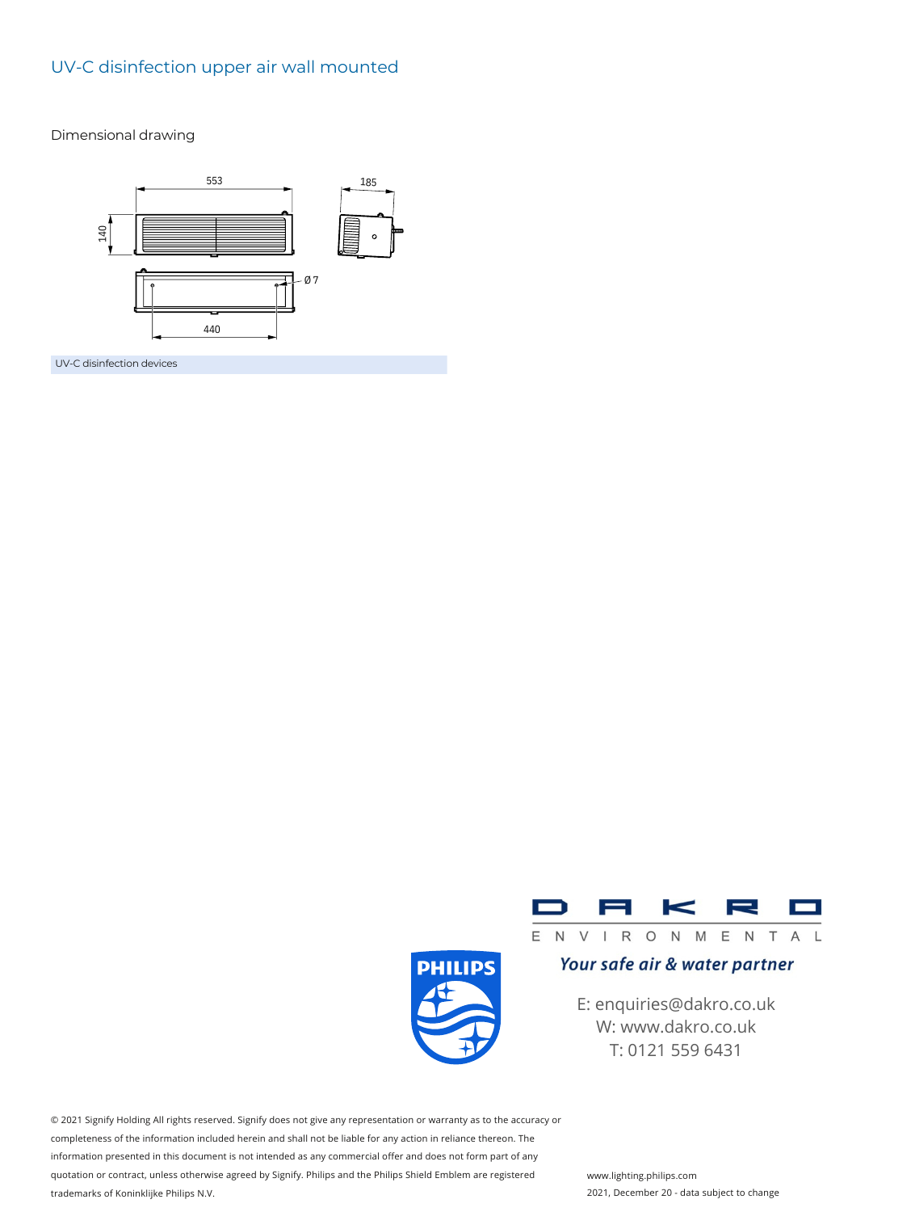## UV-C disinfection upper air wall mounted

### Dimensional drawing

553

185

140

Ø 7

440

UV-C disinfection devices

D A K R O

E N V I R O N M E N T A L

*Your safe air & water partner*

E: enquiries@dakro.co.uk
W: www.dakro.co.uk
T: 0121 559 6431

© 2021 Signify Holding All rights reserved. Signify does not give any representation or warranty as to the accuracy or completeness of the information included herein and shall not be liable for any action in reliance thereon. The information presented in this document is not intended as any commercial offer and does not form part of any quotation or contract, unless otherwise agreed by Signify. Philips and the Philips Shield Emblem are registered trademarks of Koninklijke Philips N.V.

www.lighting.philips.com
2021, December 20 - data subject to change